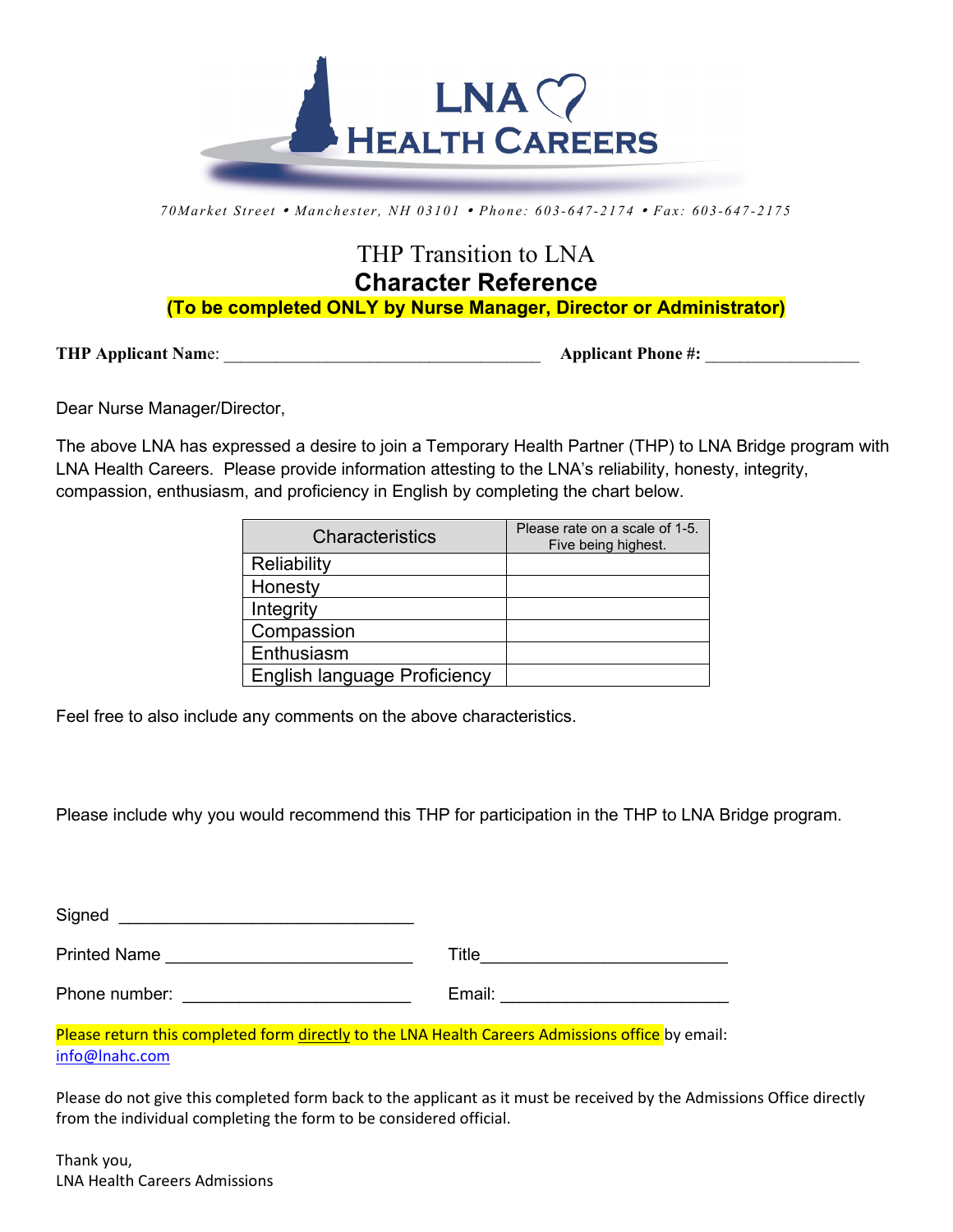LNA HEALTH CAREERS

70Market Street • Manchester, NH 03101 • Phone: 603-647-2174 • Fax: 603-647-2175

# THP Transition to LNA
# Character Reference

**(To be completed ONLY by Nurse Manager, Director or Administrator)**

**THP Applicant Nam**e: ___________________________________ **Applicant Phone #:** _________________

Dear Nurse Manager/Director,

The above LNA has expressed a desire to join a Temporary Health Partner (THP) to LNA Bridge program with LNA Health Careers. Please provide information attesting to the LNA's reliability, honesty, integrity, compassion, enthusiasm, and proficiency in English by completing the chart below.

| Characteristics | Please rate on a scale of 1-5. Five being highest. |
|---|---|
| Reliability | |
| Honesty | |
| Integrity | |
| Compassion | |
| Enthusiasm | |
| English language Proficiency | |

Feel free to also include any comments on the above characteristics.

Please include why you would recommend this THP for participation in the THP to LNA Bridge program.

Signed ______________________________

Printed Name _________________________ Title_________________________

Phone number: _______________________ Email: _______________________

Please return this completed form directly to the LNA Health Careers Admissions office by email: info@lnahc.com

Please do not give this completed form back to the applicant as it must be received by the Admissions Office directly from the individual completing the form to be considered official.

Thank you,
LNA Health Careers Admissions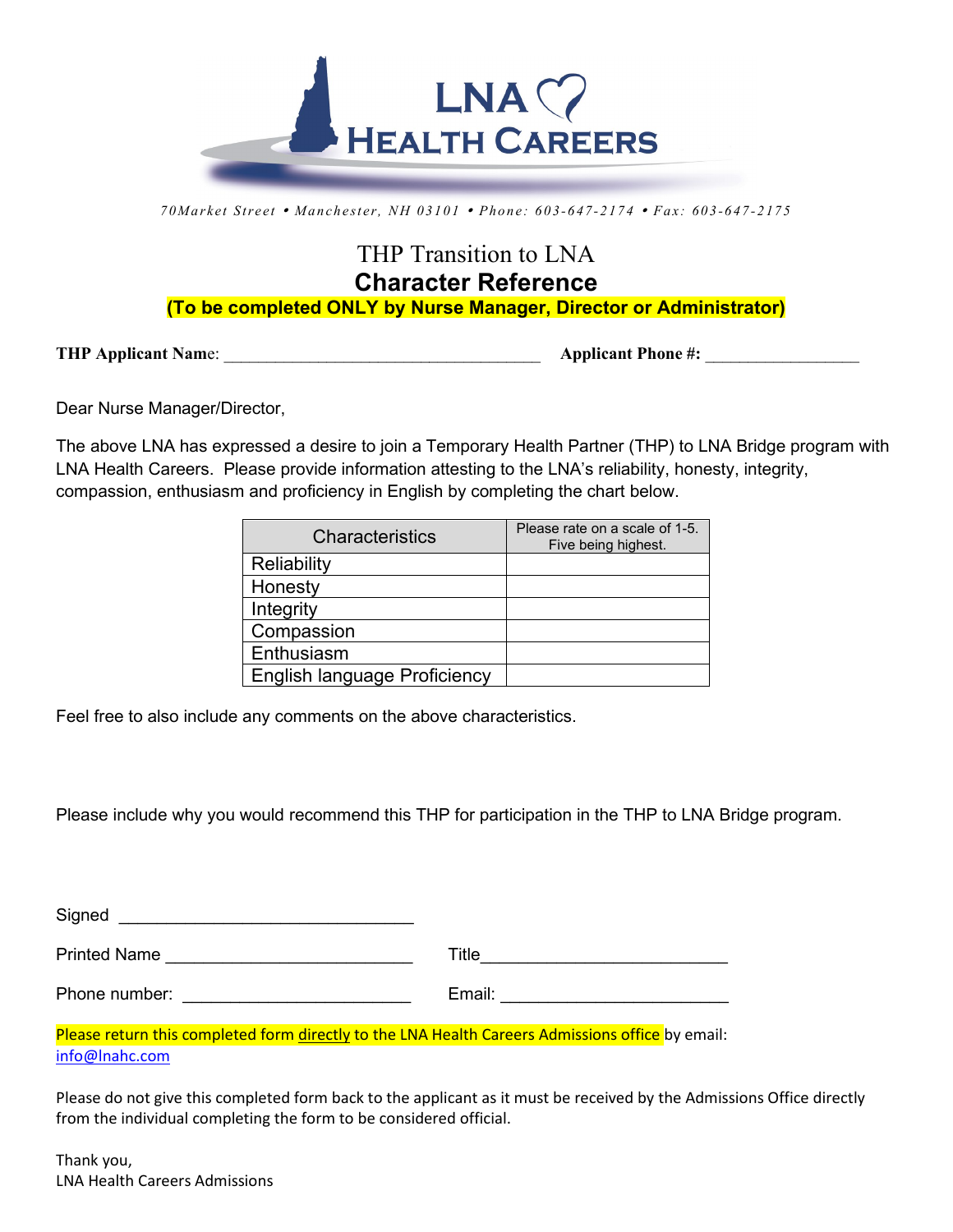LNA HEALTH CAREERS

*70Market Street • Manchester, NH 03101 • Phone: 603-647-2174 • Fax: 603-647-2175*

# THP Transition to LNA
## Character Reference
**(To be completed ONLY by Nurse Manager, Director or Administrator)**

**THP Applicant Name**: ____________________________________ **Applicant Phone #:** _________________

Dear Nurse Manager/Director,

The above LNA has expressed a desire to join a Temporary Health Partner (THP) to LNA Bridge program with LNA Health Careers. Please provide information attesting to the LNA's reliability, honesty, integrity, compassion, enthusiasm and proficiency in English by completing the chart below.

| Characteristics | Please rate on a scale of 1-5. Five being highest. |
|---|---|
| Reliability | |
| Honesty | |
| Integrity | |
| Compassion | |
| Enthusiasm | |
| English language Proficiency | |

Feel free to also include any comments on the above characteristics.

Please include why you would recommend this THP for participation in the THP to LNA Bridge program.

Signed ______________________________

Printed Name _________________________ Title________________________

Phone number: _______________________ Email: ______________________

Please return this completed form directly to the LNA Health Careers Admissions office by email: info@lnahc.com

Please do not give this completed form back to the applicant as it must be received by the Admissions Office directly from the individual completing the form to be considered official.

Thank you,
LNA Health Careers Admissions